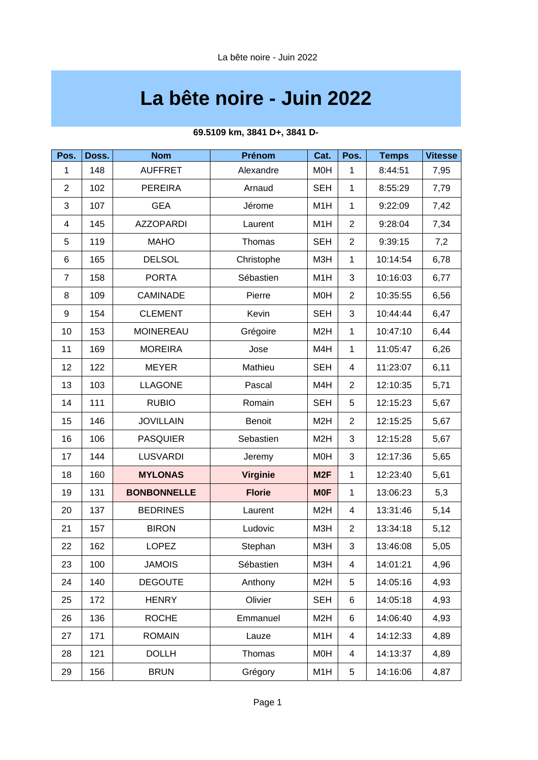# La bête noire - Juin 2022

**69.5109 km, 3841 D+, 3841 D-**

| Pos. | Doss. | Nom | Prénom | Cat. | Pos. | Temps | Vitesse |
|---|---|---|---|---|---|---|---|
| 1 | 148 | AUFFRET | Alexandre | M0H | 1 | 8:44:51 | 7,95 |
| 2 | 102 | PEREIRA | Arnaud | SEH | 1 | 8:55:29 | 7,79 |
| 3 | 107 | GEA | Jérome | M1H | 1 | 9:22:09 | 7,42 |
| 4 | 145 | AZZOPARDI | Laurent | M1H | 2 | 9:28:04 | 7,34 |
| 5 | 119 | MAHO | Thomas | SEH | 2 | 9:39:15 | 7,2 |
| 6 | 165 | DELSOL | Christophe | M3H | 1 | 10:14:54 | 6,78 |
| 7 | 158 | PORTA | Sébastien | M1H | 3 | 10:16:03 | 6,77 |
| 8 | 109 | CAMINADE | Pierre | M0H | 2 | 10:35:55 | 6,56 |
| 9 | 154 | CLEMENT | Kevin | SEH | 3 | 10:44:44 | 6,47 |
| 10 | 153 | MOINEREAU | Grégoire | M2H | 1 | 10:47:10 | 6,44 |
| 11 | 169 | MOREIRA | Jose | M4H | 1 | 11:05:47 | 6,26 |
| 12 | 122 | MEYER | Mathieu | SEH | 4 | 11:23:07 | 6,11 |
| 13 | 103 | LLAGONE | Pascal | M4H | 2 | 12:10:35 | 5,71 |
| 14 | 111 | RUBIO | Romain | SEH | 5 | 12:15:23 | 5,67 |
| 15 | 146 | JOVILLAIN | Benoit | M2H | 2 | 12:15:25 | 5,67 |
| 16 | 106 | PASQUIER | Sebastien | M2H | 3 | 12:15:28 | 5,67 |
| 17 | 144 | LUSVARDI | Jeremy | M0H | 3 | 12:17:36 | 5,65 |
| 18 | 160 | **MYLONAS** | **Virginie** | **M2F** | 1 | 12:23:40 | 5,61 |
| 19 | 131 | **BONBONNELLE** | **Florie** | **M0F** | 1 | 13:06:23 | 5,3 |
| 20 | 137 | BEDRINES | Laurent | M2H | 4 | 13:31:46 | 5,14 |
| 21 | 157 | BIRON | Ludovic | M3H | 2 | 13:34:18 | 5,12 |
| 22 | 162 | LOPEZ | Stephan | M3H | 3 | 13:46:08 | 5,05 |
| 23 | 100 | JAMOIS | Sébastien | M3H | 4 | 14:01:21 | 4,96 |
| 24 | 140 | DEGOUTE | Anthony | M2H | 5 | 14:05:16 | 4,93 |
| 25 | 172 | HENRY | Olivier | SEH | 6 | 14:05:18 | 4,93 |
| 26 | 136 | ROCHE | Emmanuel | M2H | 6 | 14:06:40 | 4,93 |
| 27 | 171 | ROMAIN | Lauze | M1H | 4 | 14:12:33 | 4,89 |
| 28 | 121 | DOLLH | Thomas | M0H | 4 | 14:13:37 | 4,89 |
| 29 | 156 | BRUN | Grégory | M1H | 5 | 14:16:06 | 4,87 |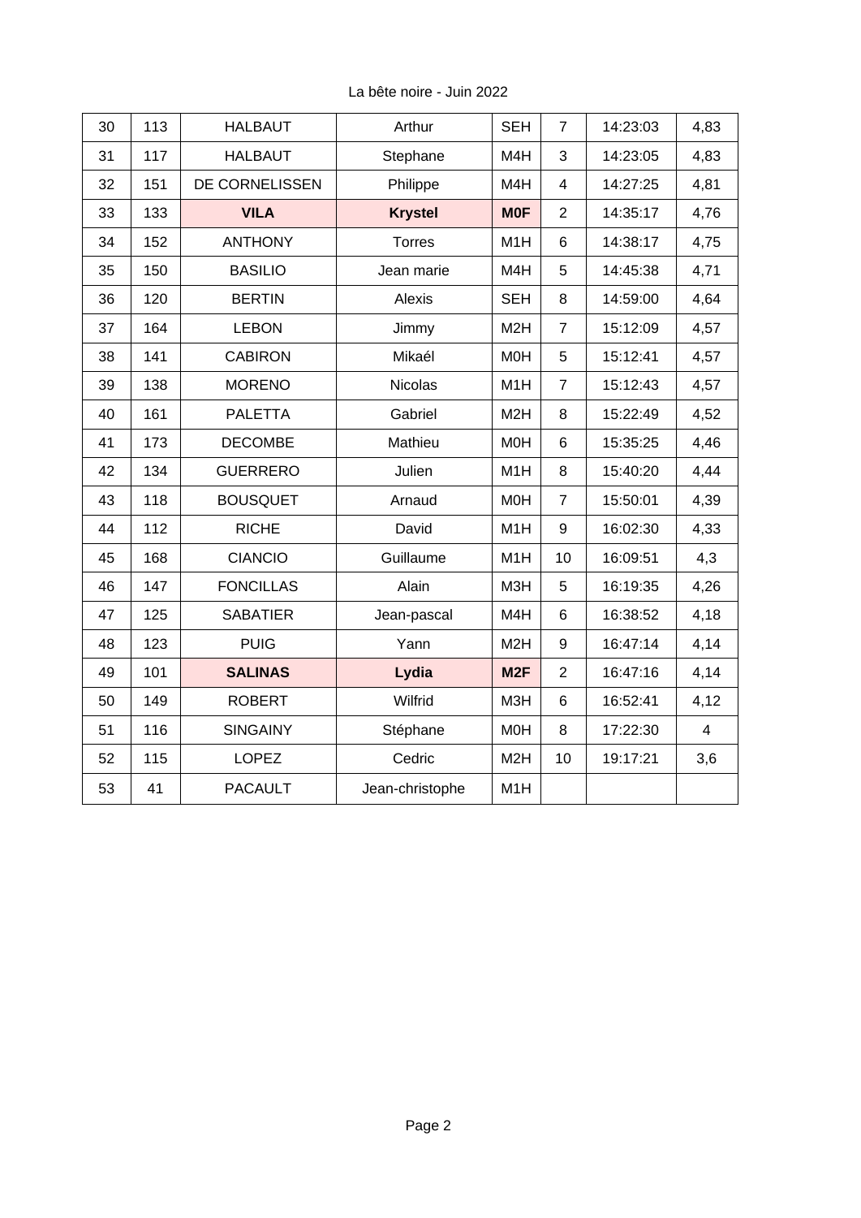La bête noire - Juin 2022

| | | | | | | | |
|---|---|---|---|---|---|---|---|
| 30 | 113 | HALBAUT | Arthur | SEH | 7 | 14:23:03 | 4,83 |
| 31 | 117 | HALBAUT | Stephane | M4H | 3 | 14:23:05 | 4,83 |
| 32 | 151 | DE CORNELISSEN | Philippe | M4H | 4 | 14:27:25 | 4,81 |
| 33 | 133 | **VILA** | **Krystel** | **M0F** | 2 | 14:35:17 | 4,76 |
| 34 | 152 | ANTHONY | Torres | M1H | 6 | 14:38:17 | 4,75 |
| 35 | 150 | BASILIO | Jean marie | M4H | 5 | 14:45:38 | 4,71 |
| 36 | 120 | BERTIN | Alexis | SEH | 8 | 14:59:00 | 4,64 |
| 37 | 164 | LEBON | Jimmy | M2H | 7 | 15:12:09 | 4,57 |
| 38 | 141 | CABIRON | Mikaél | M0H | 5 | 15:12:41 | 4,57 |
| 39 | 138 | MORENO | Nicolas | M1H | 7 | 15:12:43 | 4,57 |
| 40 | 161 | PALETTA | Gabriel | M2H | 8 | 15:22:49 | 4,52 |
| 41 | 173 | DECOMBE | Mathieu | M0H | 6 | 15:35:25 | 4,46 |
| 42 | 134 | GUERRERO | Julien | M1H | 8 | 15:40:20 | 4,44 |
| 43 | 118 | BOUSQUET | Arnaud | M0H | 7 | 15:50:01 | 4,39 |
| 44 | 112 | RICHE | David | M1H | 9 | 16:02:30 | 4,33 |
| 45 | 168 | CIANCIO | Guillaume | M1H | 10 | 16:09:51 | 4,3 |
| 46 | 147 | FONCILLAS | Alain | M3H | 5 | 16:19:35 | 4,26 |
| 47 | 125 | SABATIER | Jean-pascal | M4H | 6 | 16:38:52 | 4,18 |
| 48 | 123 | PUIG | Yann | M2H | 9 | 16:47:14 | 4,14 |
| 49 | 101 | **SALINAS** | **Lydia** | **M2F** | 2 | 16:47:16 | 4,14 |
| 50 | 149 | ROBERT | Wilfrid | M3H | 6 | 16:52:41 | 4,12 |
| 51 | 116 | SINGAINY | Stéphane | M0H | 8 | 17:22:30 | 4 |
| 52 | 115 | LOPEZ | Cedric | M2H | 10 | 19:17:21 | 3,6 |
| 53 | 41 | PACAULT | Jean-christophe | M1H | | | |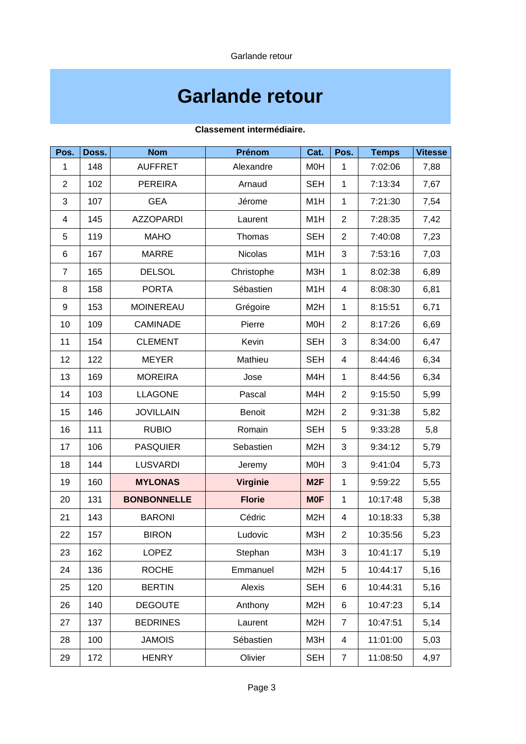# Garlande retour

**Classement intermédiaire.**

| Pos. | Doss. | Nom | Prénom | Cat. | Pos. | Temps | Vitesse |
|---|---|---|---|---|---|---|---|
| 1 | 148 | AUFFRET | Alexandre | M0H | 1 | 7:02:06 | 7,88 |
| 2 | 102 | PEREIRA | Arnaud | SEH | 1 | 7:13:34 | 7,67 |
| 3 | 107 | GEA | Jérome | M1H | 1 | 7:21:30 | 7,54 |
| 4 | 145 | AZZOPARDI | Laurent | M1H | 2 | 7:28:35 | 7,42 |
| 5 | 119 | MAHO | Thomas | SEH | 2 | 7:40:08 | 7,23 |
| 6 | 167 | MARRE | Nicolas | M1H | 3 | 7:53:16 | 7,03 |
| 7 | 165 | DELSOL | Christophe | M3H | 1 | 8:02:38 | 6,89 |
| 8 | 158 | PORTA | Sébastien | M1H | 4 | 8:08:30 | 6,81 |
| 9 | 153 | MOINEREAU | Grégoire | M2H | 1 | 8:15:51 | 6,71 |
| 10 | 109 | CAMINADE | Pierre | M0H | 2 | 8:17:26 | 6,69 |
| 11 | 154 | CLEMENT | Kevin | SEH | 3 | 8:34:00 | 6,47 |
| 12 | 122 | MEYER | Mathieu | SEH | 4 | 8:44:46 | 6,34 |
| 13 | 169 | MOREIRA | Jose | M4H | 1 | 8:44:56 | 6,34 |
| 14 | 103 | LLAGONE | Pascal | M4H | 2 | 9:15:50 | 5,99 |
| 15 | 146 | JOVILLAIN | Benoit | M2H | 2 | 9:31:38 | 5,82 |
| 16 | 111 | RUBIO | Romain | SEH | 5 | 9:33:28 | 5,8 |
| 17 | 106 | PASQUIER | Sebastien | M2H | 3 | 9:34:12 | 5,79 |
| 18 | 144 | LUSVARDI | Jeremy | M0H | 3 | 9:41:04 | 5,73 |
| 19 | 160 | **MYLONAS** | **Virginie** | **M2F** | 1 | 9:59:22 | 5,55 |
| 20 | 131 | **BONBONNELLE** | **Florie** | **M0F** | 1 | 10:17:48 | 5,38 |
| 21 | 143 | BARONI | Cédric | M2H | 4 | 10:18:33 | 5,38 |
| 22 | 157 | BIRON | Ludovic | M3H | 2 | 10:35:56 | 5,23 |
| 23 | 162 | LOPEZ | Stephan | M3H | 3 | 10:41:17 | 5,19 |
| 24 | 136 | ROCHE | Emmanuel | M2H | 5 | 10:44:17 | 5,16 |
| 25 | 120 | BERTIN | Alexis | SEH | 6 | 10:44:31 | 5,16 |
| 26 | 140 | DEGOUTE | Anthony | M2H | 6 | 10:47:23 | 5,14 |
| 27 | 137 | BEDRINES | Laurent | M2H | 7 | 10:47:51 | 5,14 |
| 28 | 100 | JAMOIS | Sébastien | M3H | 4 | 11:01:00 | 5,03 |
| 29 | 172 | HENRY | Olivier | SEH | 7 | 11:08:50 | 4,97 |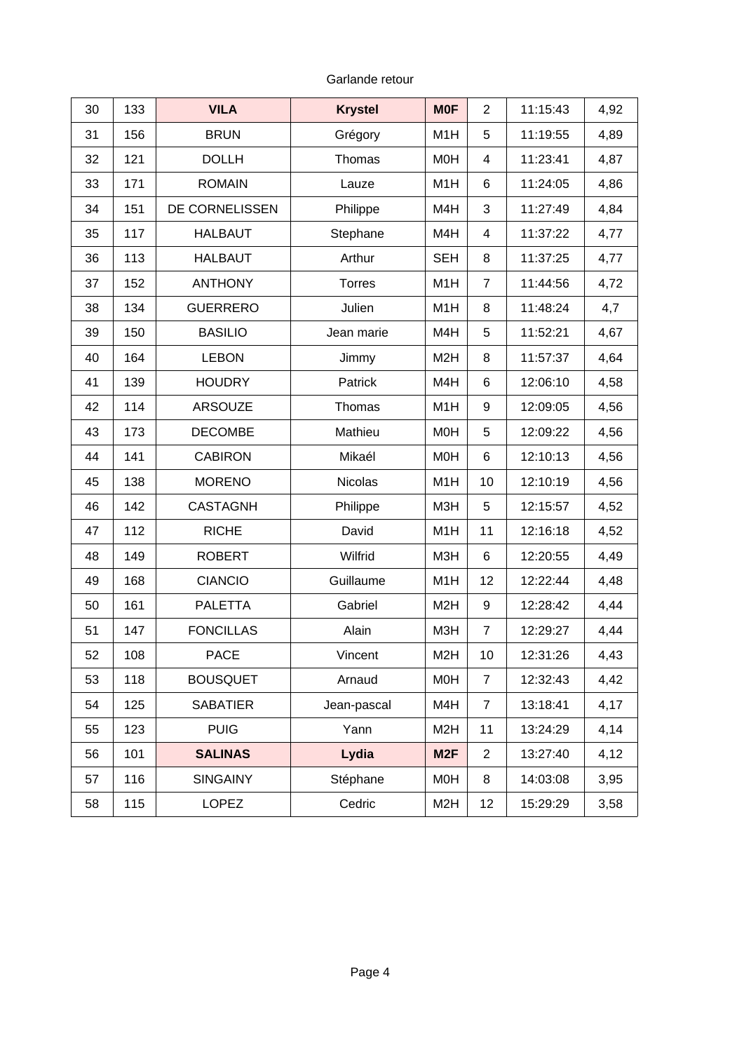Garlande retour

| 30 | 133 | **VILA** | **Krystel** | **M0F** | 2 | 11:15:43 | 4,92 |
|---|---|---|---|---|---|---|---|
| 31 | 156 | BRUN | Grégory | M1H | 5 | 11:19:55 | 4,89 |
| 32 | 121 | DOLLH | Thomas | M0H | 4 | 11:23:41 | 4,87 |
| 33 | 171 | ROMAIN | Lauze | M1H | 6 | 11:24:05 | 4,86 |
| 34 | 151 | DE CORNELISSEN | Philippe | M4H | 3 | 11:27:49 | 4,84 |
| 35 | 117 | HALBAUT | Stephane | M4H | 4 | 11:37:22 | 4,77 |
| 36 | 113 | HALBAUT | Arthur | SEH | 8 | 11:37:25 | 4,77 |
| 37 | 152 | ANTHONY | Torres | M1H | 7 | 11:44:56 | 4,72 |
| 38 | 134 | GUERRERO | Julien | M1H | 8 | 11:48:24 | 4,7 |
| 39 | 150 | BASILIO | Jean marie | M4H | 5 | 11:52:21 | 4,67 |
| 40 | 164 | LEBON | Jimmy | M2H | 8 | 11:57:37 | 4,64 |
| 41 | 139 | HOUDRY | Patrick | M4H | 6 | 12:06:10 | 4,58 |
| 42 | 114 | ARSOUZE | Thomas | M1H | 9 | 12:09:05 | 4,56 |
| 43 | 173 | DECOMBE | Mathieu | M0H | 5 | 12:09:22 | 4,56 |
| 44 | 141 | CABIRON | Mikaél | M0H | 6 | 12:10:13 | 4,56 |
| 45 | 138 | MORENO | Nicolas | M1H | 10 | 12:10:19 | 4,56 |
| 46 | 142 | CASTAGNH | Philippe | M3H | 5 | 12:15:57 | 4,52 |
| 47 | 112 | RICHE | David | M1H | 11 | 12:16:18 | 4,52 |
| 48 | 149 | ROBERT | Wilfrid | M3H | 6 | 12:20:55 | 4,49 |
| 49 | 168 | CIANCIO | Guillaume | M1H | 12 | 12:22:44 | 4,48 |
| 50 | 161 | PALETTA | Gabriel | M2H | 9 | 12:28:42 | 4,44 |
| 51 | 147 | FONCILLAS | Alain | M3H | 7 | 12:29:27 | 4,44 |
| 52 | 108 | PACE | Vincent | M2H | 10 | 12:31:26 | 4,43 |
| 53 | 118 | BOUSQUET | Arnaud | M0H | 7 | 12:32:43 | 4,42 |
| 54 | 125 | SABATIER | Jean-pascal | M4H | 7 | 13:18:41 | 4,17 |
| 55 | 123 | PUIG | Yann | M2H | 11 | 13:24:29 | 4,14 |
| 56 | 101 | **SALINAS** | **Lydia** | **M2F** | 2 | 13:27:40 | 4,12 |
| 57 | 116 | SINGAINY | Stéphane | M0H | 8 | 14:03:08 | 3,95 |
| 58 | 115 | LOPEZ | Cedric | M2H | 12 | 15:29:29 | 3,58 |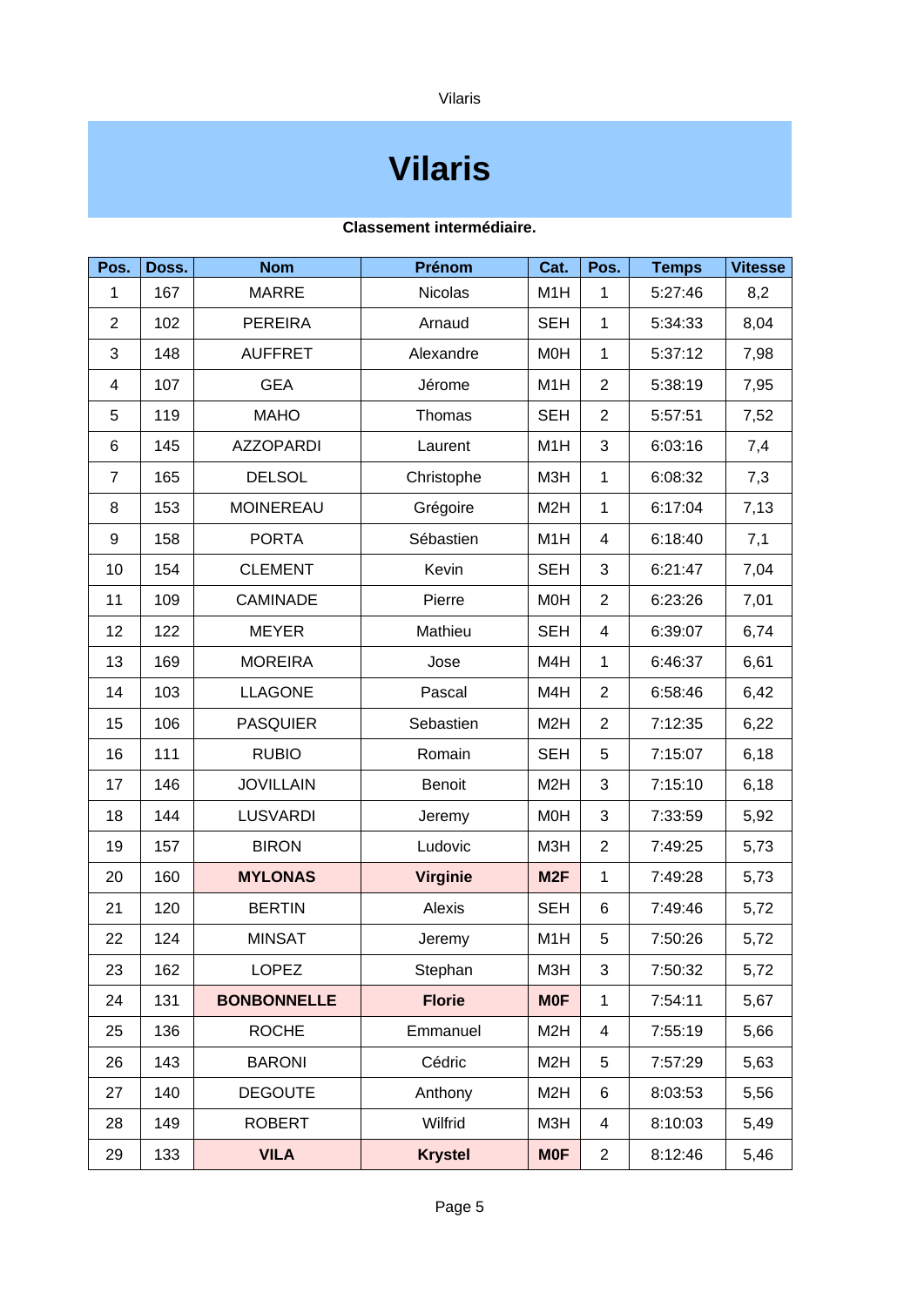# Vilaris

**Classement intermédiaire.**

| Pos. | Doss. | Nom | Prénom | Cat. | Pos. | Temps | Vitesse |
|---|---|---|---|---|---|---|---|
| 1 | 167 | MARRE | Nicolas | M1H | 1 | 5:27:46 | 8,2 |
| 2 | 102 | PEREIRA | Arnaud | SEH | 1 | 5:34:33 | 8,04 |
| 3 | 148 | AUFFRET | Alexandre | M0H | 1 | 5:37:12 | 7,98 |
| 4 | 107 | GEA | Jérome | M1H | 2 | 5:38:19 | 7,95 |
| 5 | 119 | MAHO | Thomas | SEH | 2 | 5:57:51 | 7,52 |
| 6 | 145 | AZZOPARDI | Laurent | M1H | 3 | 6:03:16 | 7,4 |
| 7 | 165 | DELSOL | Christophe | M3H | 1 | 6:08:32 | 7,3 |
| 8 | 153 | MOINEREAU | Grégoire | M2H | 1 | 6:17:04 | 7,13 |
| 9 | 158 | PORTA | Sébastien | M1H | 4 | 6:18:40 | 7,1 |
| 10 | 154 | CLEMENT | Kevin | SEH | 3 | 6:21:47 | 7,04 |
| 11 | 109 | CAMINADE | Pierre | M0H | 2 | 6:23:26 | 7,01 |
| 12 | 122 | MEYER | Mathieu | SEH | 4 | 6:39:07 | 6,74 |
| 13 | 169 | MOREIRA | Jose | M4H | 1 | 6:46:37 | 6,61 |
| 14 | 103 | LLAGONE | Pascal | M4H | 2 | 6:58:46 | 6,42 |
| 15 | 106 | PASQUIER | Sebastien | M2H | 2 | 7:12:35 | 6,22 |
| 16 | 111 | RUBIO | Romain | SEH | 5 | 7:15:07 | 6,18 |
| 17 | 146 | JOVILLAIN | Benoit | M2H | 3 | 7:15:10 | 6,18 |
| 18 | 144 | LUSVARDI | Jeremy | M0H | 3 | 7:33:59 | 5,92 |
| 19 | 157 | BIRON | Ludovic | M3H | 2 | 7:49:25 | 5,73 |
| 20 | 160 | **MYLONAS** | **Virginie** | **M2F** | 1 | 7:49:28 | 5,73 |
| 21 | 120 | BERTIN | Alexis | SEH | 6 | 7:49:46 | 5,72 |
| 22 | 124 | MINSAT | Jeremy | M1H | 5 | 7:50:26 | 5,72 |
| 23 | 162 | LOPEZ | Stephan | M3H | 3 | 7:50:32 | 5,72 |
| 24 | 131 | **BONBONNELLE** | **Florie** | **M0F** | 1 | 7:54:11 | 5,67 |
| 25 | 136 | ROCHE | Emmanuel | M2H | 4 | 7:55:19 | 5,66 |
| 26 | 143 | BARONI | Cédric | M2H | 5 | 7:57:29 | 5,63 |
| 27 | 140 | DEGOUTE | Anthony | M2H | 6 | 8:03:53 | 5,56 |
| 28 | 149 | ROBERT | Wilfrid | M3H | 4 | 8:10:03 | 5,49 |
| 29 | 133 | **VILA** | **Krystel** | **M0F** | 2 | 8:12:46 | 5,46 |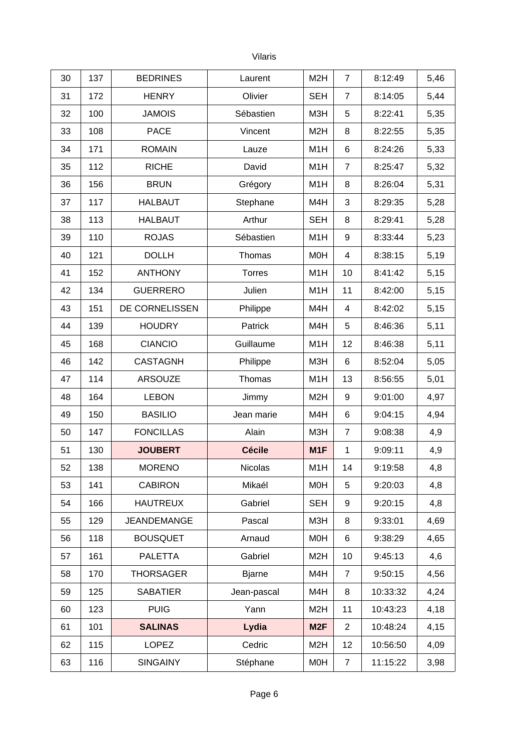Vilaris

| 30 | 137 | BEDRINES | Laurent | M2H | 7 | 8:12:49 | 5,46 |
|---|---|---|---|---|---|---|---|
| 31 | 172 | HENRY | Olivier | SEH | 7 | 8:14:05 | 5,44 |
| 32 | 100 | JAMOIS | Sébastien | M3H | 5 | 8:22:41 | 5,35 |
| 33 | 108 | PACE | Vincent | M2H | 8 | 8:22:55 | 5,35 |
| 34 | 171 | ROMAIN | Lauze | M1H | 6 | 8:24:26 | 5,33 |
| 35 | 112 | RICHE | David | M1H | 7 | 8:25:47 | 5,32 |
| 36 | 156 | BRUN | Grégory | M1H | 8 | 8:26:04 | 5,31 |
| 37 | 117 | HALBAUT | Stephane | M4H | 3 | 8:29:35 | 5,28 |
| 38 | 113 | HALBAUT | Arthur | SEH | 8 | 8:29:41 | 5,28 |
| 39 | 110 | ROJAS | Sébastien | M1H | 9 | 8:33:44 | 5,23 |
| 40 | 121 | DOLLH | Thomas | M0H | 4 | 8:38:15 | 5,19 |
| 41 | 152 | ANTHONY | Torres | M1H | 10 | 8:41:42 | 5,15 |
| 42 | 134 | GUERRERO | Julien | M1H | 11 | 8:42:00 | 5,15 |
| 43 | 151 | DE CORNELISSEN | Philippe | M4H | 4 | 8:42:02 | 5,15 |
| 44 | 139 | HOUDRY | Patrick | M4H | 5 | 8:46:36 | 5,11 |
| 45 | 168 | CIANCIO | Guillaume | M1H | 12 | 8:46:38 | 5,11 |
| 46 | 142 | CASTAGNH | Philippe | M3H | 6 | 8:52:04 | 5,05 |
| 47 | 114 | ARSOUZE | Thomas | M1H | 13 | 8:56:55 | 5,01 |
| 48 | 164 | LEBON | Jimmy | M2H | 9 | 9:01:00 | 4,97 |
| 49 | 150 | BASILIO | Jean marie | M4H | 6 | 9:04:15 | 4,94 |
| 50 | 147 | FONCILLAS | Alain | M3H | 7 | 9:08:38 | 4,9 |
| 51 | 130 | **JOUBERT** | **Cécile** | **M1F** | 1 | 9:09:11 | 4,9 |
| 52 | 138 | MORENO | Nicolas | M1H | 14 | 9:19:58 | 4,8 |
| 53 | 141 | CABIRON | Mikaél | M0H | 5 | 9:20:03 | 4,8 |
| 54 | 166 | HAUTREUX | Gabriel | SEH | 9 | 9:20:15 | 4,8 |
| 55 | 129 | JEANDEMANGE | Pascal | M3H | 8 | 9:33:01 | 4,69 |
| 56 | 118 | BOUSQUET | Arnaud | M0H | 6 | 9:38:29 | 4,65 |
| 57 | 161 | PALETTA | Gabriel | M2H | 10 | 9:45:13 | 4,6 |
| 58 | 170 | THORSAGER | Bjarne | M4H | 7 | 9:50:15 | 4,56 |
| 59 | 125 | SABATIER | Jean-pascal | M4H | 8 | 10:33:32 | 4,24 |
| 60 | 123 | PUIG | Yann | M2H | 11 | 10:43:23 | 4,18 |
| 61 | 101 | **SALINAS** | **Lydia** | **M2F** | 2 | 10:48:24 | 4,15 |
| 62 | 115 | LOPEZ | Cedric | M2H | 12 | 10:56:50 | 4,09 |
| 63 | 116 | SINGAINY | Stéphane | M0H | 7 | 11:15:22 | 3,98 |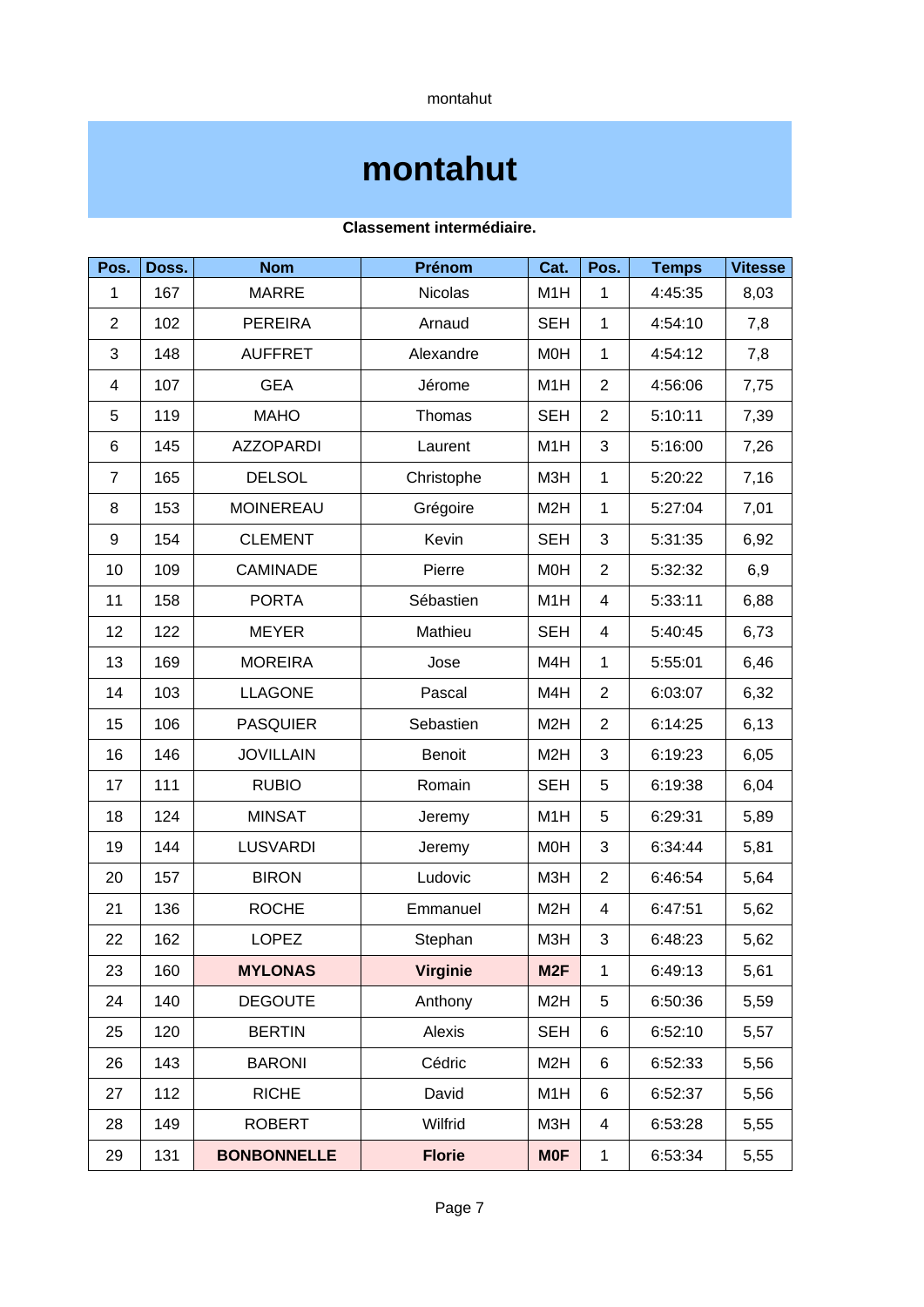# montahut

**Classement intermédiaire.**

| Pos. | Doss. | Nom | Prénom | Cat. | Pos. | Temps | Vitesse |
|---|---|---|---|---|---|---|---|
| 1 | 167 | MARRE | Nicolas | M1H | 1 | 4:45:35 | 8,03 |
| 2 | 102 | PEREIRA | Arnaud | SEH | 1 | 4:54:10 | 7,8 |
| 3 | 148 | AUFFRET | Alexandre | M0H | 1 | 4:54:12 | 7,8 |
| 4 | 107 | GEA | Jérome | M1H | 2 | 4:56:06 | 7,75 |
| 5 | 119 | MAHO | Thomas | SEH | 2 | 5:10:11 | 7,39 |
| 6 | 145 | AZZOPARDI | Laurent | M1H | 3 | 5:16:00 | 7,26 |
| 7 | 165 | DELSOL | Christophe | M3H | 1 | 5:20:22 | 7,16 |
| 8 | 153 | MOINEREAU | Grégoire | M2H | 1 | 5:27:04 | 7,01 |
| 9 | 154 | CLEMENT | Kevin | SEH | 3 | 5:31:35 | 6,92 |
| 10 | 109 | CAMINADE | Pierre | M0H | 2 | 5:32:32 | 6,9 |
| 11 | 158 | PORTA | Sébastien | M1H | 4 | 5:33:11 | 6,88 |
| 12 | 122 | MEYER | Mathieu | SEH | 4 | 5:40:45 | 6,73 |
| 13 | 169 | MOREIRA | Jose | M4H | 1 | 5:55:01 | 6,46 |
| 14 | 103 | LLAGONE | Pascal | M4H | 2 | 6:03:07 | 6,32 |
| 15 | 106 | PASQUIER | Sebastien | M2H | 2 | 6:14:25 | 6,13 |
| 16 | 146 | JOVILLAIN | Benoit | M2H | 3 | 6:19:23 | 6,05 |
| 17 | 111 | RUBIO | Romain | SEH | 5 | 6:19:38 | 6,04 |
| 18 | 124 | MINSAT | Jeremy | M1H | 5 | 6:29:31 | 5,89 |
| 19 | 144 | LUSVARDI | Jeremy | M0H | 3 | 6:34:44 | 5,81 |
| 20 | 157 | BIRON | Ludovic | M3H | 2 | 6:46:54 | 5,64 |
| 21 | 136 | ROCHE | Emmanuel | M2H | 4 | 6:47:51 | 5,62 |
| 22 | 162 | LOPEZ | Stephan | M3H | 3 | 6:48:23 | 5,62 |
| 23 | 160 | **MYLONAS** | **Virginie** | **M2F** | 1 | 6:49:13 | 5,61 |
| 24 | 140 | DEGOUTE | Anthony | M2H | 5 | 6:50:36 | 5,59 |
| 25 | 120 | BERTIN | Alexis | SEH | 6 | 6:52:10 | 5,57 |
| 26 | 143 | BARONI | Cédric | M2H | 6 | 6:52:33 | 5,56 |
| 27 | 112 | RICHE | David | M1H | 6 | 6:52:37 | 5,56 |
| 28 | 149 | ROBERT | Wilfrid | M3H | 4 | 6:53:28 | 5,55 |
| 29 | 131 | **BONBONNELLE** | **Florie** | **M0F** | 1 | 6:53:34 | 5,55 |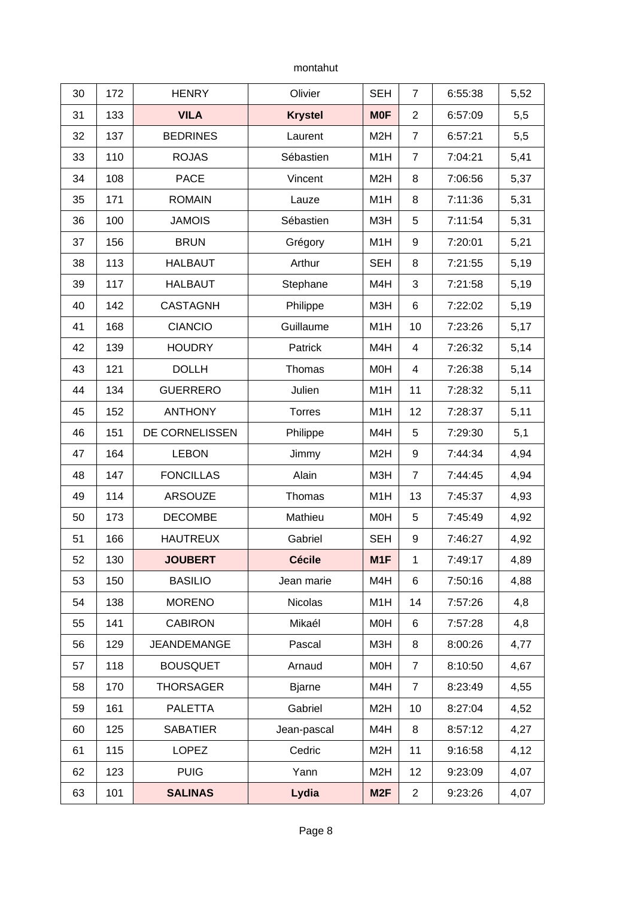montahut

| 30 | 172 | HENRY | Olivier | SEH | 7 | 6:55:38 | 5,52 |
|---|---|---|---|---|---|---|---|
| 31 | 133 | **VILA** | **Krystel** | **M0F** | 2 | 6:57:09 | 5,5 |
| 32 | 137 | BEDRINES | Laurent | M2H | 7 | 6:57:21 | 5,5 |
| 33 | 110 | ROJAS | Sébastien | M1H | 7 | 7:04:21 | 5,41 |
| 34 | 108 | PACE | Vincent | M2H | 8 | 7:06:56 | 5,37 |
| 35 | 171 | ROMAIN | Lauze | M1H | 8 | 7:11:36 | 5,31 |
| 36 | 100 | JAMOIS | Sébastien | M3H | 5 | 7:11:54 | 5,31 |
| 37 | 156 | BRUN | Grégory | M1H | 9 | 7:20:01 | 5,21 |
| 38 | 113 | HALBAUT | Arthur | SEH | 8 | 7:21:55 | 5,19 |
| 39 | 117 | HALBAUT | Stephane | M4H | 3 | 7:21:58 | 5,19 |
| 40 | 142 | CASTAGNH | Philippe | M3H | 6 | 7:22:02 | 5,19 |
| 41 | 168 | CIANCIO | Guillaume | M1H | 10 | 7:23:26 | 5,17 |
| 42 | 139 | HOUDRY | Patrick | M4H | 4 | 7:26:32 | 5,14 |
| 43 | 121 | DOLLH | Thomas | M0H | 4 | 7:26:38 | 5,14 |
| 44 | 134 | GUERRERO | Julien | M1H | 11 | 7:28:32 | 5,11 |
| 45 | 152 | ANTHONY | Torres | M1H | 12 | 7:28:37 | 5,11 |
| 46 | 151 | DE CORNELISSEN | Philippe | M4H | 5 | 7:29:30 | 5,1 |
| 47 | 164 | LEBON | Jimmy | M2H | 9 | 7:44:34 | 4,94 |
| 48 | 147 | FONCILLAS | Alain | M3H | 7 | 7:44:45 | 4,94 |
| 49 | 114 | ARSOUZE | Thomas | M1H | 13 | 7:45:37 | 4,93 |
| 50 | 173 | DECOMBE | Mathieu | M0H | 5 | 7:45:49 | 4,92 |
| 51 | 166 | HAUTREUX | Gabriel | SEH | 9 | 7:46:27 | 4,92 |
| 52 | 130 | **JOUBERT** | **Cécile** | **M1F** | 1 | 7:49:17 | 4,89 |
| 53 | 150 | BASILIO | Jean marie | M4H | 6 | 7:50:16 | 4,88 |
| 54 | 138 | MORENO | Nicolas | M1H | 14 | 7:57:26 | 4,8 |
| 55 | 141 | CABIRON | Mikaél | M0H | 6 | 7:57:28 | 4,8 |
| 56 | 129 | JEANDEMANGE | Pascal | M3H | 8 | 8:00:26 | 4,77 |
| 57 | 118 | BOUSQUET | Arnaud | M0H | 7 | 8:10:50 | 4,67 |
| 58 | 170 | THORSAGER | Bjarne | M4H | 7 | 8:23:49 | 4,55 |
| 59 | 161 | PALETTA | Gabriel | M2H | 10 | 8:27:04 | 4,52 |
| 60 | 125 | SABATIER | Jean-pascal | M4H | 8 | 8:57:12 | 4,27 |
| 61 | 115 | LOPEZ | Cedric | M2H | 11 | 9:16:58 | 4,12 |
| 62 | 123 | PUIG | Yann | M2H | 12 | 9:23:09 | 4,07 |
| 63 | 101 | **SALINAS** | **Lydia** | **M2F** | 2 | 9:23:26 | 4,07 |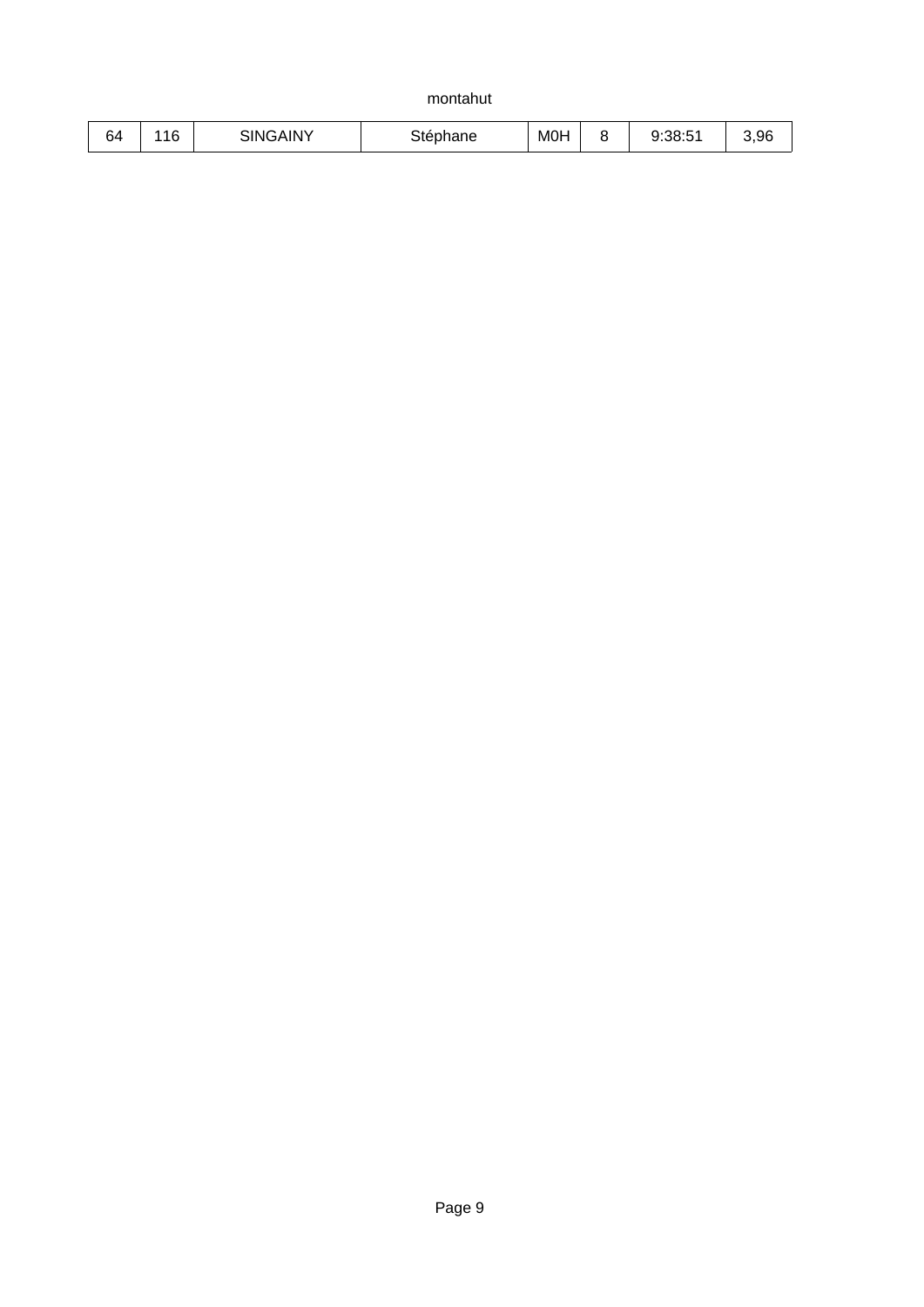| 64 | 116 | SINGAINY | Stéphane | M0H | 8 | 9:38:51 | 3,96 |
|---|---|---|---|---|---|---|---|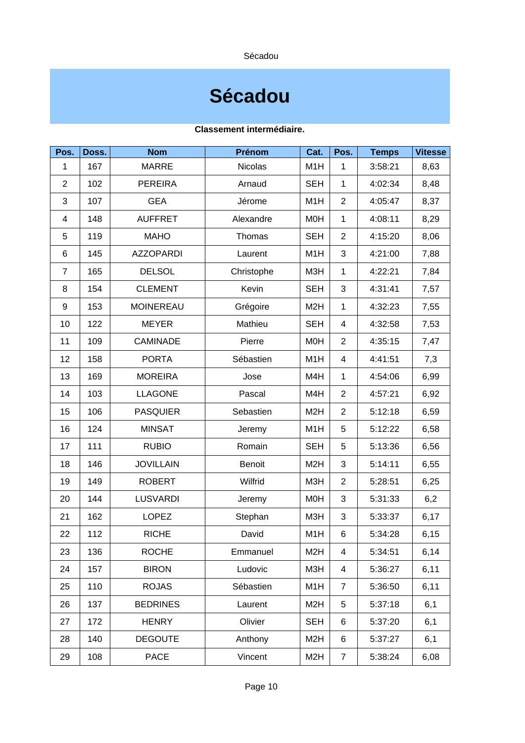# Sécadou

**Classement intermédiaire.**

| Pos. | Doss. | Nom | Prénom | Cat. | Pos. | Temps | Vitesse |
|---|---|---|---|---|---|---|---|
| 1 | 167 | MARRE | Nicolas | M1H | 1 | 3:58:21 | 8,63 |
| 2 | 102 | PEREIRA | Arnaud | SEH | 1 | 4:02:34 | 8,48 |
| 3 | 107 | GEA | Jérome | M1H | 2 | 4:05:47 | 8,37 |
| 4 | 148 | AUFFRET | Alexandre | M0H | 1 | 4:08:11 | 8,29 |
| 5 | 119 | MAHO | Thomas | SEH | 2 | 4:15:20 | 8,06 |
| 6 | 145 | AZZOPARDI | Laurent | M1H | 3 | 4:21:00 | 7,88 |
| 7 | 165 | DELSOL | Christophe | M3H | 1 | 4:22:21 | 7,84 |
| 8 | 154 | CLEMENT | Kevin | SEH | 3 | 4:31:41 | 7,57 |
| 9 | 153 | MOINEREAU | Grégoire | M2H | 1 | 4:32:23 | 7,55 |
| 10 | 122 | MEYER | Mathieu | SEH | 4 | 4:32:58 | 7,53 |
| 11 | 109 | CAMINADE | Pierre | M0H | 2 | 4:35:15 | 7,47 |
| 12 | 158 | PORTA | Sébastien | M1H | 4 | 4:41:51 | 7,3 |
| 13 | 169 | MOREIRA | Jose | M4H | 1 | 4:54:06 | 6,99 |
| 14 | 103 | LLAGONE | Pascal | M4H | 2 | 4:57:21 | 6,92 |
| 15 | 106 | PASQUIER | Sebastien | M2H | 2 | 5:12:18 | 6,59 |
| 16 | 124 | MINSAT | Jeremy | M1H | 5 | 5:12:22 | 6,58 |
| 17 | 111 | RUBIO | Romain | SEH | 5 | 5:13:36 | 6,56 |
| 18 | 146 | JOVILLAIN | Benoit | M2H | 3 | 5:14:11 | 6,55 |
| 19 | 149 | ROBERT | Wilfrid | M3H | 2 | 5:28:51 | 6,25 |
| 20 | 144 | LUSVARDI | Jeremy | M0H | 3 | 5:31:33 | 6,2 |
| 21 | 162 | LOPEZ | Stephan | M3H | 3 | 5:33:37 | 6,17 |
| 22 | 112 | RICHE | David | M1H | 6 | 5:34:28 | 6,15 |
| 23 | 136 | ROCHE | Emmanuel | M2H | 4 | 5:34:51 | 6,14 |
| 24 | 157 | BIRON | Ludovic | M3H | 4 | 5:36:27 | 6,11 |
| 25 | 110 | ROJAS | Sébastien | M1H | 7 | 5:36:50 | 6,11 |
| 26 | 137 | BEDRINES | Laurent | M2H | 5 | 5:37:18 | 6,1 |
| 27 | 172 | HENRY | Olivier | SEH | 6 | 5:37:20 | 6,1 |
| 28 | 140 | DEGOUTE | Anthony | M2H | 6 | 5:37:27 | 6,1 |
| 29 | 108 | PACE | Vincent | M2H | 7 | 5:38:24 | 6,08 |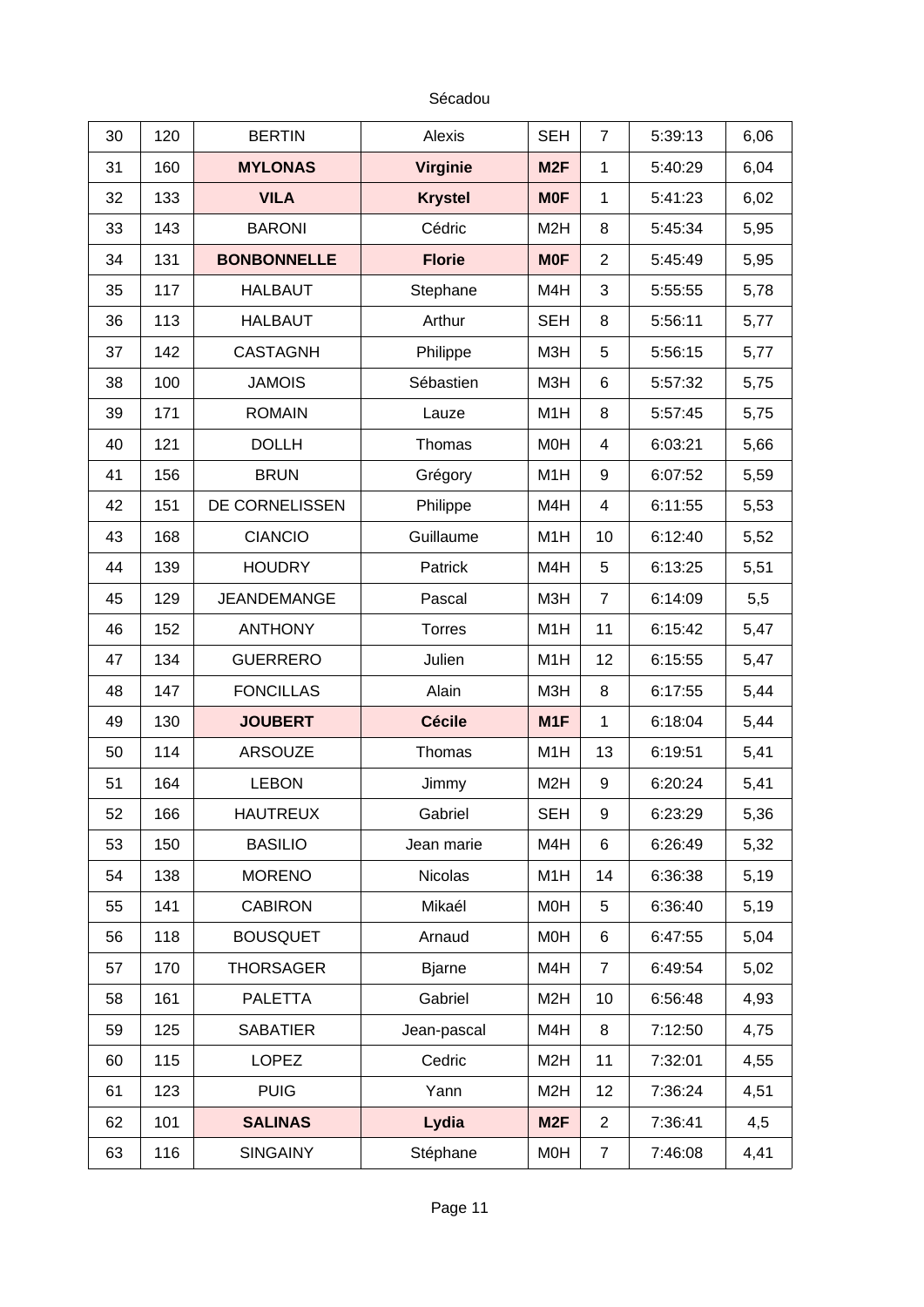Sécadou

| | | | | | | | |
|---|---|---|---|---|---|---|---|
| 30 | 120 | BERTIN | Alexis | SEH | 7 | 5:39:13 | 6,06 |
| 31 | 160 | **MYLONAS** | **Virginie** | **M2F** | 1 | 5:40:29 | 6,04 |
| 32 | 133 | **VILA** | **Krystel** | **M0F** | 1 | 5:41:23 | 6,02 |
| 33 | 143 | BARONI | Cédric | M2H | 8 | 5:45:34 | 5,95 |
| 34 | 131 | **BONBONNELLE** | **Florie** | **M0F** | 2 | 5:45:49 | 5,95 |
| 35 | 117 | HALBAUT | Stephane | M4H | 3 | 5:55:55 | 5,78 |
| 36 | 113 | HALBAUT | Arthur | SEH | 8 | 5:56:11 | 5,77 |
| 37 | 142 | CASTAGNH | Philippe | M3H | 5 | 5:56:15 | 5,77 |
| 38 | 100 | JAMOIS | Sébastien | M3H | 6 | 5:57:32 | 5,75 |
| 39 | 171 | ROMAIN | Lauze | M1H | 8 | 5:57:45 | 5,75 |
| 40 | 121 | DOLLH | Thomas | M0H | 4 | 6:03:21 | 5,66 |
| 41 | 156 | BRUN | Grégory | M1H | 9 | 6:07:52 | 5,59 |
| 42 | 151 | DE CORNELISSEN | Philippe | M4H | 4 | 6:11:55 | 5,53 |
| 43 | 168 | CIANCIO | Guillaume | M1H | 10 | 6:12:40 | 5,52 |
| 44 | 139 | HOUDRY | Patrick | M4H | 5 | 6:13:25 | 5,51 |
| 45 | 129 | JEANDEMANGE | Pascal | M3H | 7 | 6:14:09 | 5,5 |
| 46 | 152 | ANTHONY | Torres | M1H | 11 | 6:15:42 | 5,47 |
| 47 | 134 | GUERRERO | Julien | M1H | 12 | 6:15:55 | 5,47 |
| 48 | 147 | FONCILLAS | Alain | M3H | 8 | 6:17:55 | 5,44 |
| 49 | 130 | **JOUBERT** | **Cécile** | **M1F** | 1 | 6:18:04 | 5,44 |
| 50 | 114 | ARSOUZE | Thomas | M1H | 13 | 6:19:51 | 5,41 |
| 51 | 164 | LEBON | Jimmy | M2H | 9 | 6:20:24 | 5,41 |
| 52 | 166 | HAUTREUX | Gabriel | SEH | 9 | 6:23:29 | 5,36 |
| 53 | 150 | BASILIO | Jean marie | M4H | 6 | 6:26:49 | 5,32 |
| 54 | 138 | MORENO | Nicolas | M1H | 14 | 6:36:38 | 5,19 |
| 55 | 141 | CABIRON | Mikaél | M0H | 5 | 6:36:40 | 5,19 |
| 56 | 118 | BOUSQUET | Arnaud | M0H | 6 | 6:47:55 | 5,04 |
| 57 | 170 | THORSAGER | Bjarne | M4H | 7 | 6:49:54 | 5,02 |
| 58 | 161 | PALETTA | Gabriel | M2H | 10 | 6:56:48 | 4,93 |
| 59 | 125 | SABATIER | Jean-pascal | M4H | 8 | 7:12:50 | 4,75 |
| 60 | 115 | LOPEZ | Cedric | M2H | 11 | 7:32:01 | 4,55 |
| 61 | 123 | PUIG | Yann | M2H | 12 | 7:36:24 | 4,51 |
| 62 | 101 | **SALINAS** | **Lydia** | **M2F** | 2 | 7:36:41 | 4,5 |
| 63 | 116 | SINGAINY | Stéphane | M0H | 7 | 7:46:08 | 4,41 |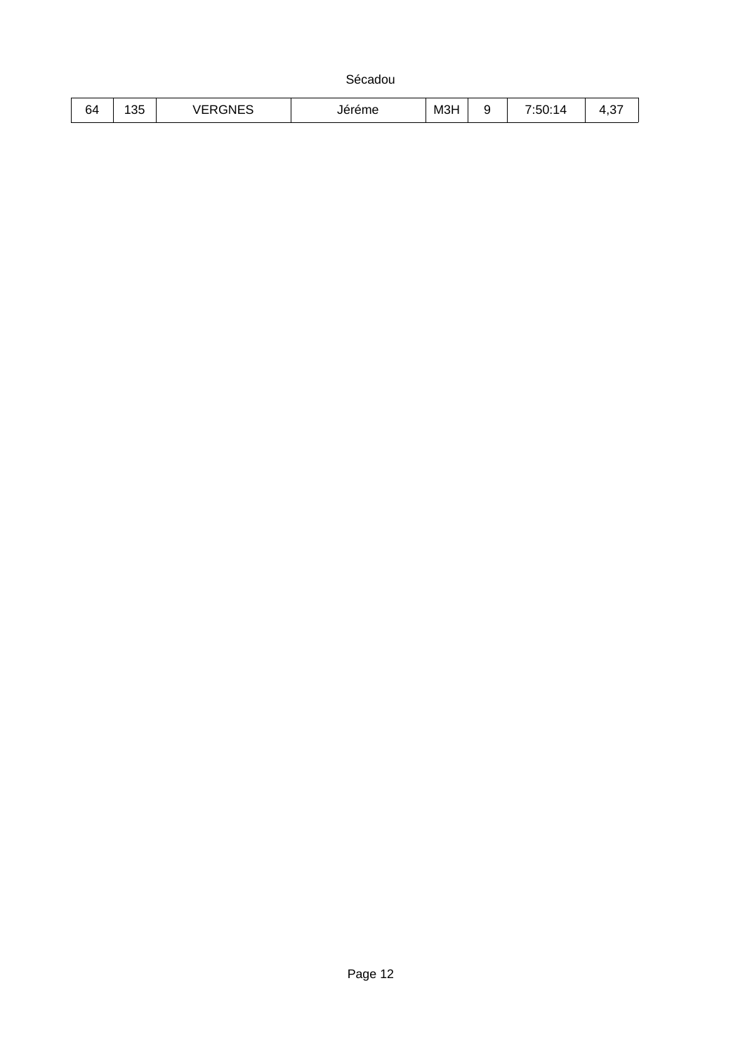Sécadou

| 64 | 135 | VERGNES | Jéréme | M3H | 9 | 7:50:14 | 4,37 |
|---|---|---|---|---|---|---|---|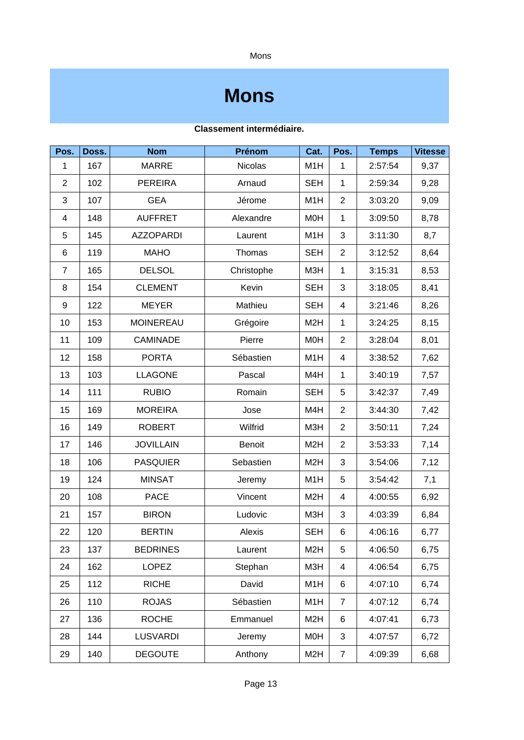# Mons

**Classement intermédiaire.**

| Pos. | Doss. | Nom | Prénom | Cat. | Pos. | Temps | Vitesse |
|---|---|---|---|---|---|---|---|
| 1 | 167 | MARRE | Nicolas | M1H | 1 | 2:57:54 | 9,37 |
| 2 | 102 | PEREIRA | Arnaud | SEH | 1 | 2:59:34 | 9,28 |
| 3 | 107 | GEA | Jérome | M1H | 2 | 3:03:20 | 9,09 |
| 4 | 148 | AUFFRET | Alexandre | M0H | 1 | 3:09:50 | 8,78 |
| 5 | 145 | AZZOPARDI | Laurent | M1H | 3 | 3:11:30 | 8,7 |
| 6 | 119 | MAHO | Thomas | SEH | 2 | 3:12:52 | 8,64 |
| 7 | 165 | DELSOL | Christophe | M3H | 1 | 3:15:31 | 8,53 |
| 8 | 154 | CLEMENT | Kevin | SEH | 3 | 3:18:05 | 8,41 |
| 9 | 122 | MEYER | Mathieu | SEH | 4 | 3:21:46 | 8,26 |
| 10 | 153 | MOINEREAU | Grégoire | M2H | 1 | 3:24:25 | 8,15 |
| 11 | 109 | CAMINADE | Pierre | M0H | 2 | 3:28:04 | 8,01 |
| 12 | 158 | PORTA | Sébastien | M1H | 4 | 3:38:52 | 7,62 |
| 13 | 103 | LLAGONE | Pascal | M4H | 1 | 3:40:19 | 7,57 |
| 14 | 111 | RUBIO | Romain | SEH | 5 | 3:42:37 | 7,49 |
| 15 | 169 | MOREIRA | Jose | M4H | 2 | 3:44:30 | 7,42 |
| 16 | 149 | ROBERT | Wilfrid | M3H | 2 | 3:50:11 | 7,24 |
| 17 | 146 | JOVILLAIN | Benoit | M2H | 2 | 3:53:33 | 7,14 |
| 18 | 106 | PASQUIER | Sebastien | M2H | 3 | 3:54:06 | 7,12 |
| 19 | 124 | MINSAT | Jeremy | M1H | 5 | 3:54:42 | 7,1 |
| 20 | 108 | PACE | Vincent | M2H | 4 | 4:00:55 | 6,92 |
| 21 | 157 | BIRON | Ludovic | M3H | 3 | 4:03:39 | 6,84 |
| 22 | 120 | BERTIN | Alexis | SEH | 6 | 4:06:16 | 6,77 |
| 23 | 137 | BEDRINES | Laurent | M2H | 5 | 4:06:50 | 6,75 |
| 24 | 162 | LOPEZ | Stephan | M3H | 4 | 4:06:54 | 6,75 |
| 25 | 112 | RICHE | David | M1H | 6 | 4:07:10 | 6,74 |
| 26 | 110 | ROJAS | Sébastien | M1H | 7 | 4:07:12 | 6,74 |
| 27 | 136 | ROCHE | Emmanuel | M2H | 6 | 4:07:41 | 6,73 |
| 28 | 144 | LUSVARDI | Jeremy | M0H | 3 | 4:07:57 | 6,72 |
| 29 | 140 | DEGOUTE | Anthony | M2H | 7 | 4:09:39 | 6,68 |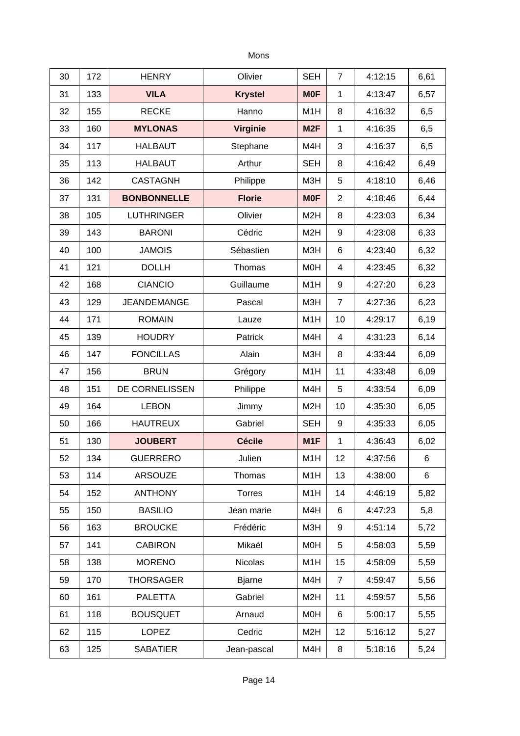Mons

| | | | | | | | |
|---|---|---|---|---|---|---|---|
| 30 | 172 | HENRY | Olivier | SEH | 7 | 4:12:15 | 6,61 |
| 31 | 133 | **VILA** | **Krystel** | **M0F** | 1 | 4:13:47 | 6,57 |
| 32 | 155 | RECKE | Hanno | M1H | 8 | 4:16:32 | 6,5 |
| 33 | 160 | **MYLONAS** | **Virginie** | **M2F** | 1 | 4:16:35 | 6,5 |
| 34 | 117 | HALBAUT | Stephane | M4H | 3 | 4:16:37 | 6,5 |
| 35 | 113 | HALBAUT | Arthur | SEH | 8 | 4:16:42 | 6,49 |
| 36 | 142 | CASTAGNH | Philippe | M3H | 5 | 4:18:10 | 6,46 |
| 37 | 131 | **BONBONNELLE** | **Florie** | **M0F** | 2 | 4:18:46 | 6,44 |
| 38 | 105 | LUTHRINGER | Olivier | M2H | 8 | 4:23:03 | 6,34 |
| 39 | 143 | BARONI | Cédric | M2H | 9 | 4:23:08 | 6,33 |
| 40 | 100 | JAMOIS | Sébastien | M3H | 6 | 4:23:40 | 6,32 |
| 41 | 121 | DOLLH | Thomas | M0H | 4 | 4:23:45 | 6,32 |
| 42 | 168 | CIANCIO | Guillaume | M1H | 9 | 4:27:20 | 6,23 |
| 43 | 129 | JEANDEMANGE | Pascal | M3H | 7 | 4:27:36 | 6,23 |
| 44 | 171 | ROMAIN | Lauze | M1H | 10 | 4:29:17 | 6,19 |
| 45 | 139 | HOUDRY | Patrick | M4H | 4 | 4:31:23 | 6,14 |
| 46 | 147 | FONCILLAS | Alain | M3H | 8 | 4:33:44 | 6,09 |
| 47 | 156 | BRUN | Grégory | M1H | 11 | 4:33:48 | 6,09 |
| 48 | 151 | DE CORNELISSEN | Philippe | M4H | 5 | 4:33:54 | 6,09 |
| 49 | 164 | LEBON | Jimmy | M2H | 10 | 4:35:30 | 6,05 |
| 50 | 166 | HAUTREUX | Gabriel | SEH | 9 | 4:35:33 | 6,05 |
| 51 | 130 | **JOUBERT** | **Cécile** | **M1F** | 1 | 4:36:43 | 6,02 |
| 52 | 134 | GUERRERO | Julien | M1H | 12 | 4:37:56 | 6 |
| 53 | 114 | ARSOUZE | Thomas | M1H | 13 | 4:38:00 | 6 |
| 54 | 152 | ANTHONY | Torres | M1H | 14 | 4:46:19 | 5,82 |
| 55 | 150 | BASILIO | Jean marie | M4H | 6 | 4:47:23 | 5,8 |
| 56 | 163 | BROUCKE | Frédéric | M3H | 9 | 4:51:14 | 5,72 |
| 57 | 141 | CABIRON | Mikaél | M0H | 5 | 4:58:03 | 5,59 |
| 58 | 138 | MORENO | Nicolas | M1H | 15 | 4:58:09 | 5,59 |
| 59 | 170 | THORSAGER | Bjarne | M4H | 7 | 4:59:47 | 5,56 |
| 60 | 161 | PALETTA | Gabriel | M2H | 11 | 4:59:57 | 5,56 |
| 61 | 118 | BOUSQUET | Arnaud | M0H | 6 | 5:00:17 | 5,55 |
| 62 | 115 | LOPEZ | Cedric | M2H | 12 | 5:16:12 | 5,27 |
| 63 | 125 | SABATIER | Jean-pascal | M4H | 8 | 5:18:16 | 5,24 |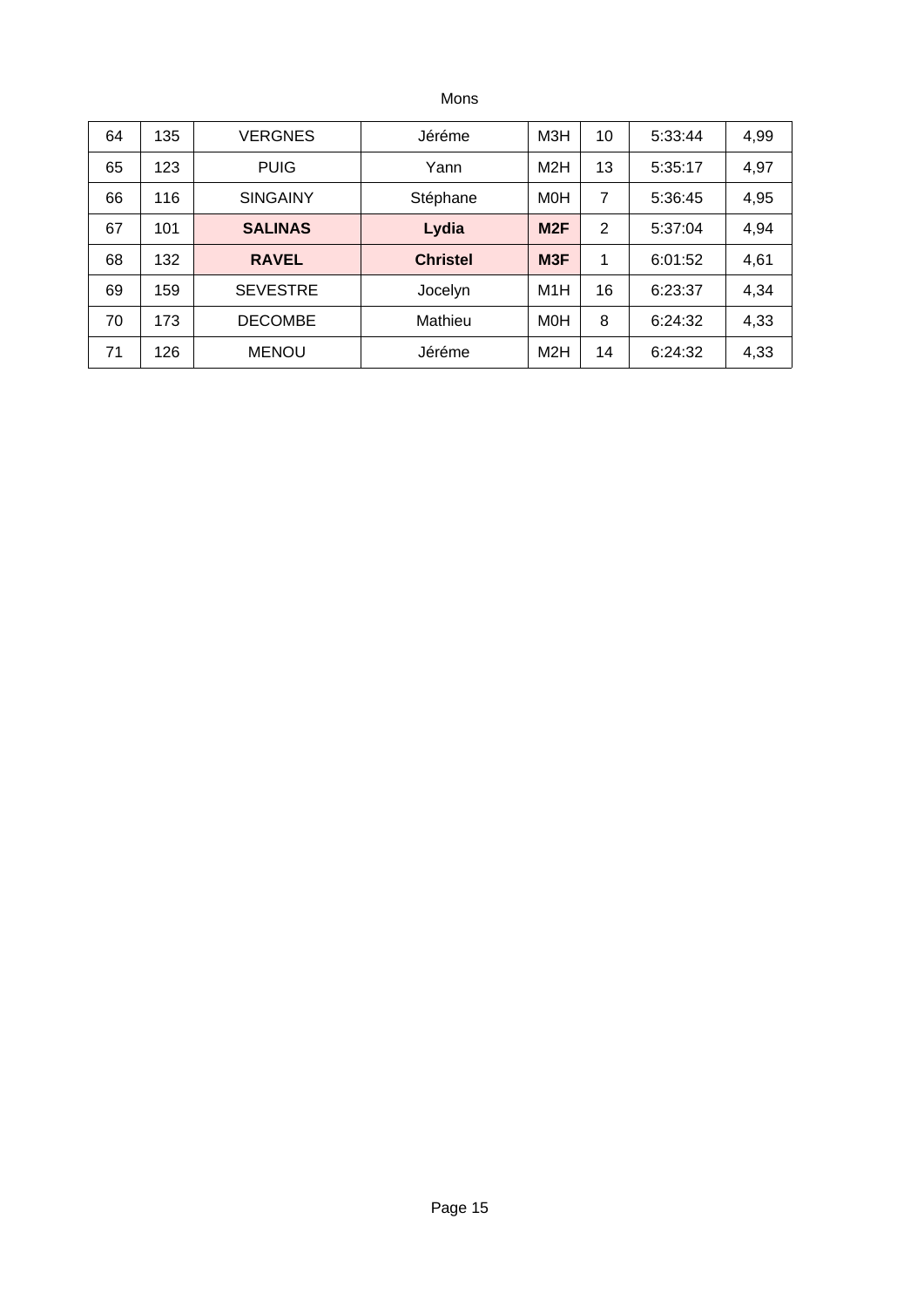Mons

| 64 | 135 | VERGNES | Jéréme | M3H | 10 | 5:33:44 | 4,99 |
|---|---|---|---|---|---|---|---|
| 65 | 123 | PUIG | Yann | M2H | 13 | 5:35:17 | 4,97 |
| 66 | 116 | SINGAINY | Stéphane | M0H | 7 | 5:36:45 | 4,95 |
| 67 | 101 | **SALINAS** | **Lydia** | **M2F** | 2 | 5:37:04 | 4,94 |
| 68 | 132 | **RAVEL** | **Christel** | **M3F** | 1 | 6:01:52 | 4,61 |
| 69 | 159 | SEVESTRE | Jocelyn | M1H | 16 | 6:23:37 | 4,34 |
| 70 | 173 | DECOMBE | Mathieu | M0H | 8 | 6:24:32 | 4,33 |
| 71 | 126 | MENOU | Jéréme | M2H | 14 | 6:24:32 | 4,33 |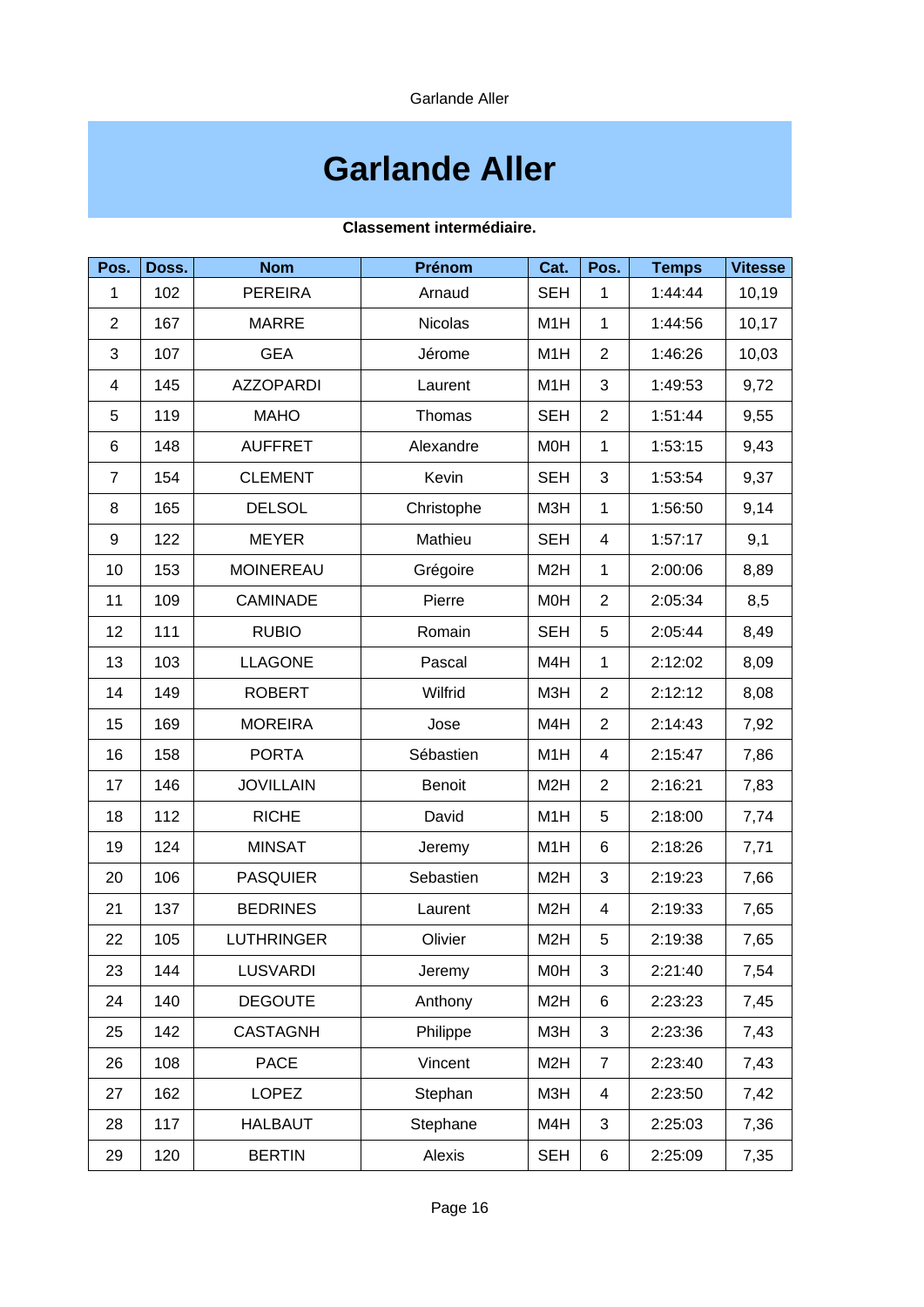# Garlande Aller

**Classement intermédiaire.**

| Pos. | Doss. | Nom | Prénom | Cat. | Pos. | Temps | Vitesse |
|---|---|---|---|---|---|---|---|
| 1 | 102 | PEREIRA | Arnaud | SEH | 1 | 1:44:44 | 10,19 |
| 2 | 167 | MARRE | Nicolas | M1H | 1 | 1:44:56 | 10,17 |
| 3 | 107 | GEA | Jérome | M1H | 2 | 1:46:26 | 10,03 |
| 4 | 145 | AZZOPARDI | Laurent | M1H | 3 | 1:49:53 | 9,72 |
| 5 | 119 | MAHO | Thomas | SEH | 2 | 1:51:44 | 9,55 |
| 6 | 148 | AUFFRET | Alexandre | M0H | 1 | 1:53:15 | 9,43 |
| 7 | 154 | CLEMENT | Kevin | SEH | 3 | 1:53:54 | 9,37 |
| 8 | 165 | DELSOL | Christophe | M3H | 1 | 1:56:50 | 9,14 |
| 9 | 122 | MEYER | Mathieu | SEH | 4 | 1:57:17 | 9,1 |
| 10 | 153 | MOINEREAU | Grégoire | M2H | 1 | 2:00:06 | 8,89 |
| 11 | 109 | CAMINADE | Pierre | M0H | 2 | 2:05:34 | 8,5 |
| 12 | 111 | RUBIO | Romain | SEH | 5 | 2:05:44 | 8,49 |
| 13 | 103 | LLAGONE | Pascal | M4H | 1 | 2:12:02 | 8,09 |
| 14 | 149 | ROBERT | Wilfrid | M3H | 2 | 2:12:12 | 8,08 |
| 15 | 169 | MOREIRA | Jose | M4H | 2 | 2:14:43 | 7,92 |
| 16 | 158 | PORTA | Sébastien | M1H | 4 | 2:15:47 | 7,86 |
| 17 | 146 | JOVILLAIN | Benoit | M2H | 2 | 2:16:21 | 7,83 |
| 18 | 112 | RICHE | David | M1H | 5 | 2:18:00 | 7,74 |
| 19 | 124 | MINSAT | Jeremy | M1H | 6 | 2:18:26 | 7,71 |
| 20 | 106 | PASQUIER | Sebastien | M2H | 3 | 2:19:23 | 7,66 |
| 21 | 137 | BEDRINES | Laurent | M2H | 4 | 2:19:33 | 7,65 |
| 22 | 105 | LUTHRINGER | Olivier | M2H | 5 | 2:19:38 | 7,65 |
| 23 | 144 | LUSVARDI | Jeremy | M0H | 3 | 2:21:40 | 7,54 |
| 24 | 140 | DEGOUTE | Anthony | M2H | 6 | 2:23:23 | 7,45 |
| 25 | 142 | CASTAGNH | Philippe | M3H | 3 | 2:23:36 | 7,43 |
| 26 | 108 | PACE | Vincent | M2H | 7 | 2:23:40 | 7,43 |
| 27 | 162 | LOPEZ | Stephan | M3H | 4 | 2:23:50 | 7,42 |
| 28 | 117 | HALBAUT | Stephane | M4H | 3 | 2:25:03 | 7,36 |
| 29 | 120 | BERTIN | Alexis | SEH | 6 | 2:25:09 | 7,35 |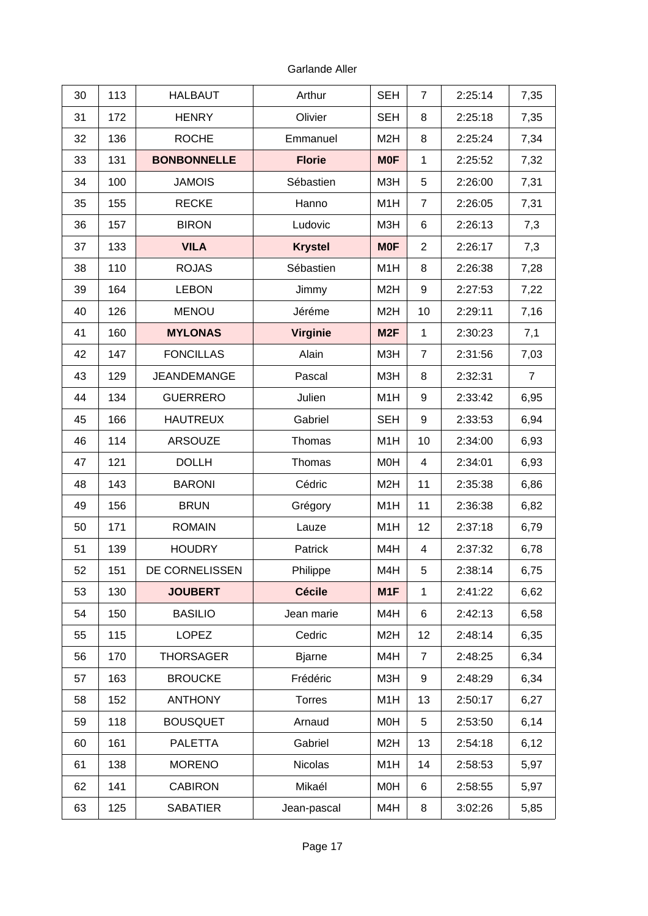Garlande Aller

| | | | | | | | |
|---|---|---|---|---|---|---|---|
| 30 | 113 | HALBAUT | Arthur | SEH | 7 | 2:25:14 | 7,35 |
| 31 | 172 | HENRY | Olivier | SEH | 8 | 2:25:18 | 7,35 |
| 32 | 136 | ROCHE | Emmanuel | M2H | 8 | 2:25:24 | 7,34 |
| 33 | 131 | **BONBONNELLE** | **Florie** | **M0F** | 1 | 2:25:52 | 7,32 |
| 34 | 100 | JAMOIS | Sébastien | M3H | 5 | 2:26:00 | 7,31 |
| 35 | 155 | RECKE | Hanno | M1H | 7 | 2:26:05 | 7,31 |
| 36 | 157 | BIRON | Ludovic | M3H | 6 | 2:26:13 | 7,3 |
| 37 | 133 | **VILA** | **Krystel** | **M0F** | 2 | 2:26:17 | 7,3 |
| 38 | 110 | ROJAS | Sébastien | M1H | 8 | 2:26:38 | 7,28 |
| 39 | 164 | LEBON | Jimmy | M2H | 9 | 2:27:53 | 7,22 |
| 40 | 126 | MENOU | Jéréme | M2H | 10 | 2:29:11 | 7,16 |
| 41 | 160 | **MYLONAS** | **Virginie** | **M2F** | 1 | 2:30:23 | 7,1 |
| 42 | 147 | FONCILLAS | Alain | M3H | 7 | 2:31:56 | 7,03 |
| 43 | 129 | JEANDEMANGE | Pascal | M3H | 8 | 2:32:31 | 7 |
| 44 | 134 | GUERRERO | Julien | M1H | 9 | 2:33:42 | 6,95 |
| 45 | 166 | HAUTREUX | Gabriel | SEH | 9 | 2:33:53 | 6,94 |
| 46 | 114 | ARSOUZE | Thomas | M1H | 10 | 2:34:00 | 6,93 |
| 47 | 121 | DOLLH | Thomas | M0H | 4 | 2:34:01 | 6,93 |
| 48 | 143 | BARONI | Cédric | M2H | 11 | 2:35:38 | 6,86 |
| 49 | 156 | BRUN | Grégory | M1H | 11 | 2:36:38 | 6,82 |
| 50 | 171 | ROMAIN | Lauze | M1H | 12 | 2:37:18 | 6,79 |
| 51 | 139 | HOUDRY | Patrick | M4H | 4 | 2:37:32 | 6,78 |
| 52 | 151 | DE CORNELISSEN | Philippe | M4H | 5 | 2:38:14 | 6,75 |
| 53 | 130 | **JOUBERT** | **Cécile** | **M1F** | 1 | 2:41:22 | 6,62 |
| 54 | 150 | BASILIO | Jean marie | M4H | 6 | 2:42:13 | 6,58 |
| 55 | 115 | LOPEZ | Cedric | M2H | 12 | 2:48:14 | 6,35 |
| 56 | 170 | THORSAGER | Bjarne | M4H | 7 | 2:48:25 | 6,34 |
| 57 | 163 | BROUCKE | Frédéric | M3H | 9 | 2:48:29 | 6,34 |
| 58 | 152 | ANTHONY | Torres | M1H | 13 | 2:50:17 | 6,27 |
| 59 | 118 | BOUSQUET | Arnaud | M0H | 5 | 2:53:50 | 6,14 |
| 60 | 161 | PALETTA | Gabriel | M2H | 13 | 2:54:18 | 6,12 |
| 61 | 138 | MORENO | Nicolas | M1H | 14 | 2:58:53 | 5,97 |
| 62 | 141 | CABIRON | Mikaél | M0H | 6 | 2:58:55 | 5,97 |
| 63 | 125 | SABATIER | Jean-pascal | M4H | 8 | 3:02:26 | 5,85 |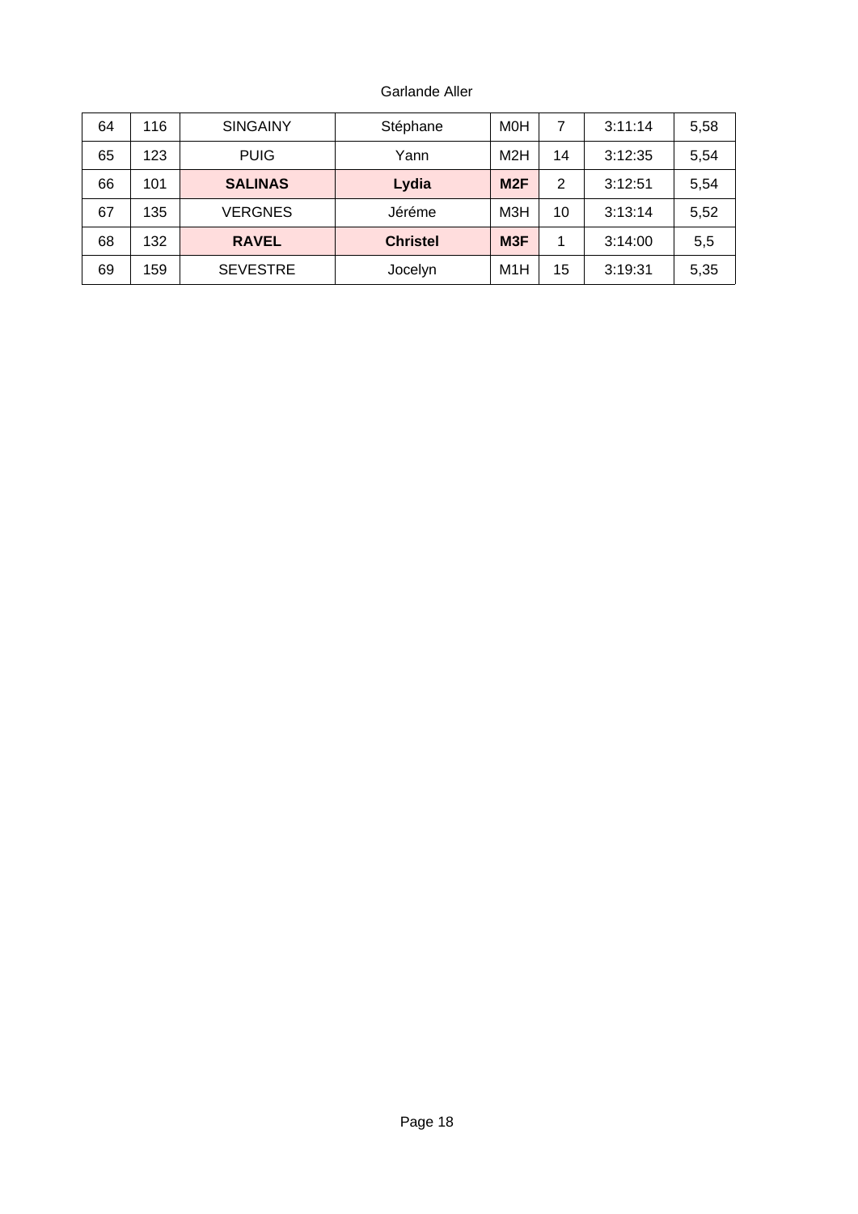Garlande Aller

| | | | | | | | |
|---|---|---|---|---|---|---|---|
| 64 | 116 | SINGAINY | Stéphane | M0H | 7 | 3:11:14 | 5,58 |
| 65 | 123 | PUIG | Yann | M2H | 14 | 3:12:35 | 5,54 |
| 66 | 101 | **SALINAS** | **Lydia** | **M2F** | 2 | 3:12:51 | 5,54 |
| 67 | 135 | VERGNES | Jéréme | M3H | 10 | 3:13:14 | 5,52 |
| 68 | 132 | **RAVEL** | **Christel** | **M3F** | 1 | 3:14:00 | 5,5 |
| 69 | 159 | SEVESTRE | Jocelyn | M1H | 15 | 3:19:31 | 5,35 |